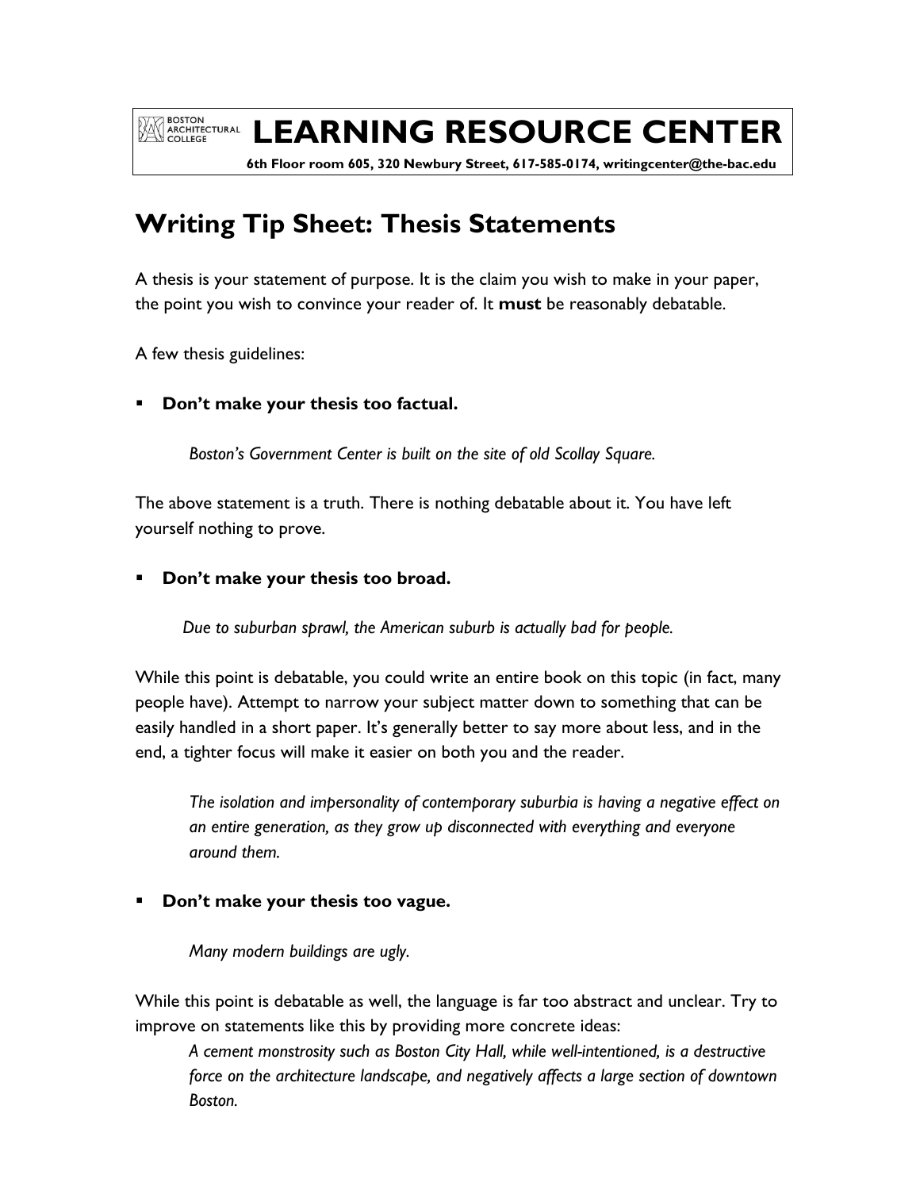BOSTON ARCHITECTURAL COLLEGE

# LEARNING RESOURCE CENTER

**6th Floor room 605, 320 Newbury Street, 617-585-0174, writingcenter@the-bac.edu**

## Writing Tip Sheet: Thesis Statements

A thesis is your statement of purpose. It is the claim you wish to make in your paper, the point you wish to convince your reader of. It **must** be reasonably debatable.

A few thesis guidelines:

- **Don't make your thesis too factual.**

> *Boston's Government Center is built on the site of old Scollay Square.*

The above statement is a truth. There is nothing debatable about it. You have left yourself nothing to prove.

- **Don't make your thesis too broad.**

> *Due to suburban sprawl, the American suburb is actually bad for people.*

While this point is debatable, you could write an entire book on this topic (in fact, many people have). Attempt to narrow your subject matter down to something that can be easily handled in a short paper. It's generally better to say more about less, and in the end, a tighter focus will make it easier on both you and the reader.

> *The isolation and impersonality of contemporary suburbia is having a negative effect on an entire generation, as they grow up disconnected with everything and everyone around them.*

- **Don't make your thesis too vague.**

> *Many modern buildings are ugly.*

While this point is debatable as well, the language is far too abstract and unclear. Try to improve on statements like this by providing more concrete ideas:

> *A cement monstrosity such as Boston City Hall, while well-intentioned, is a destructive force on the architecture landscape, and negatively affects a large section of downtown Boston.*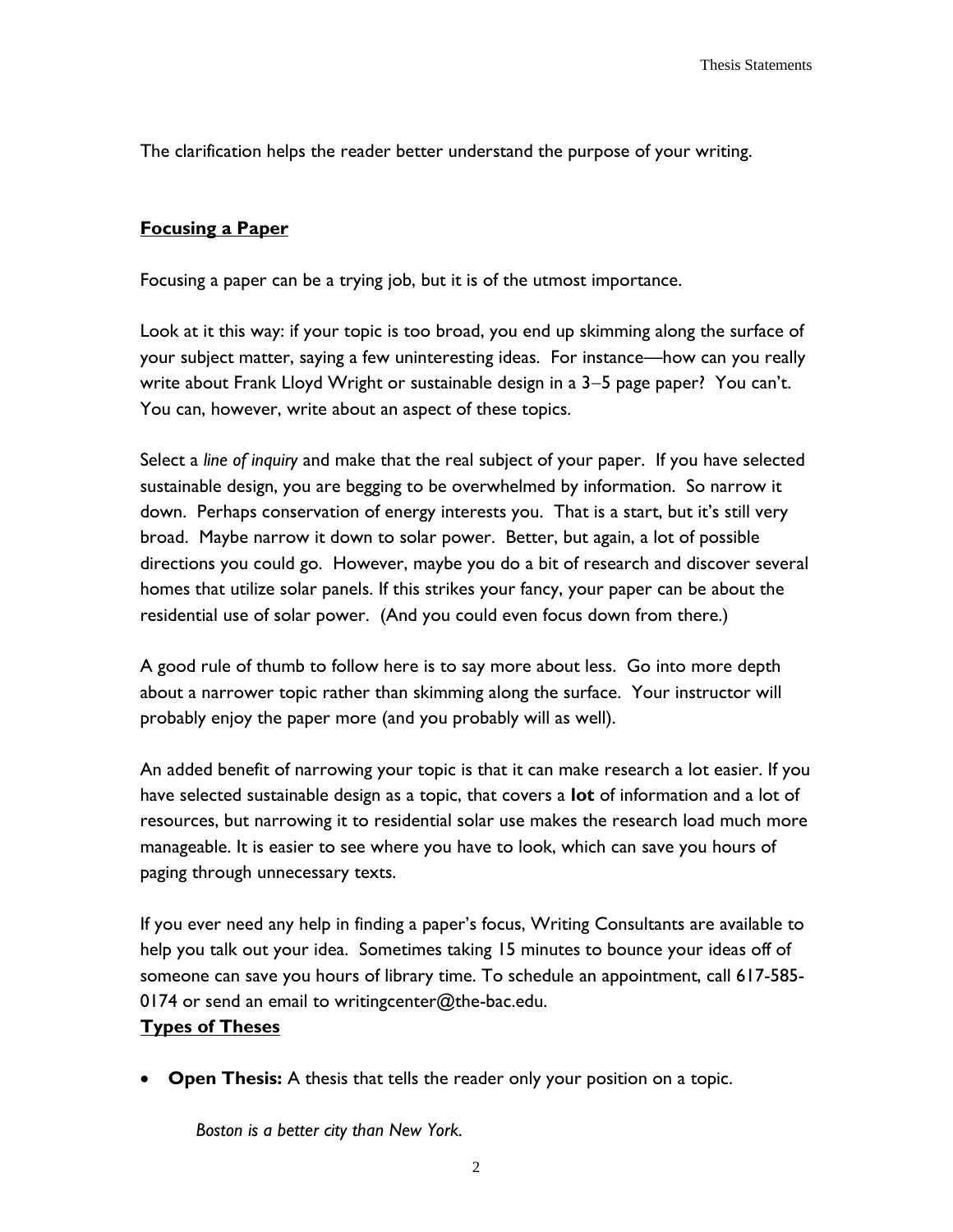The clarification helps the reader better understand the purpose of your writing.

## Focusing a Paper

Focusing a paper can be a trying job, but it is of the utmost importance.

Look at it this way: if your topic is too broad, you end up skimming along the surface of your subject matter, saying a few uninteresting ideas. For instance—how can you really write about Frank Lloyd Wright or sustainable design in a 3–5 page paper? You can't. You can, however, write about an aspect of these topics.

Select a *line of inquiry* and make that the real subject of your paper. If you have selected sustainable design, you are begging to be overwhelmed by information. So narrow it down. Perhaps conservation of energy interests you. That is a start, but it's still very broad. Maybe narrow it down to solar power. Better, but again, a lot of possible directions you could go. However, maybe you do a bit of research and discover several homes that utilize solar panels. If this strikes your fancy, your paper can be about the residential use of solar power. (And you could even focus down from there.)

A good rule of thumb to follow here is to say more about less. Go into more depth about a narrower topic rather than skimming along the surface. Your instructor will probably enjoy the paper more (and you probably will as well).

An added benefit of narrowing your topic is that it can make research a lot easier. If you have selected sustainable design as a topic, that covers a **lot** of information and a lot of resources, but narrowing it to residential solar use makes the research load much more manageable. It is easier to see where you have to look, which can save you hours of paging through unnecessary texts.

If you ever need any help in finding a paper's focus, Writing Consultants are available to help you talk out your idea. Sometimes taking 15 minutes to bounce your ideas off of someone can save you hours of library time. To schedule an appointment, call 617-585-0174 or send an email to writingcenter@the-bac.edu.

## Types of Theses

- **Open Thesis:** A thesis that tells the reader only your position on a topic.

  *Boston is a better city than New York.*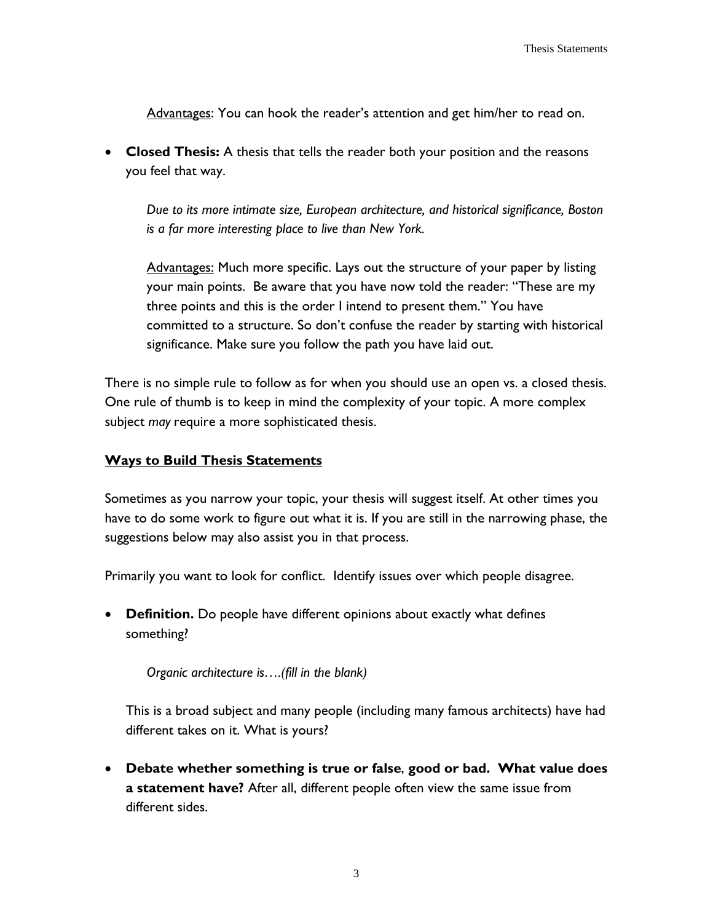<u>Advantages</u>: You can hook the reader's attention and get him/her to read on.

- **Closed Thesis:** A thesis that tells the reader both your position and the reasons you feel that way.

  *Due to its more intimate size, European architecture, and historical significance, Boston is a far more interesting place to live than New York.*

  <u>Advantages:</u> Much more specific. Lays out the structure of your paper by listing your main points. Be aware that you have now told the reader: "These are my three points and this is the order I intend to present them." You have committed to a structure. So don't confuse the reader by starting with historical significance. Make sure you follow the path you have laid out.

There is no simple rule to follow as for when you should use an open vs. a closed thesis. One rule of thumb is to keep in mind the complexity of your topic. A more complex subject *may* require a more sophisticated thesis.

## <u>Ways to Build Thesis Statements</u>

Sometimes as you narrow your topic, your thesis will suggest itself. At other times you have to do some work to figure out what it is. If you are still in the narrowing phase, the suggestions below may also assist you in that process.

Primarily you want to look for conflict. Identify issues over which people disagree.

- **Definition.** Do people have different opinions about exactly what defines something?

  *Organic architecture is….(fill in the blank)*

  This is a broad subject and many people (including many famous architects) have had different takes on it. What is yours?

- **Debate whether something is true or false**, **good or bad. What value does a statement have?** After all, different people often view the same issue from different sides.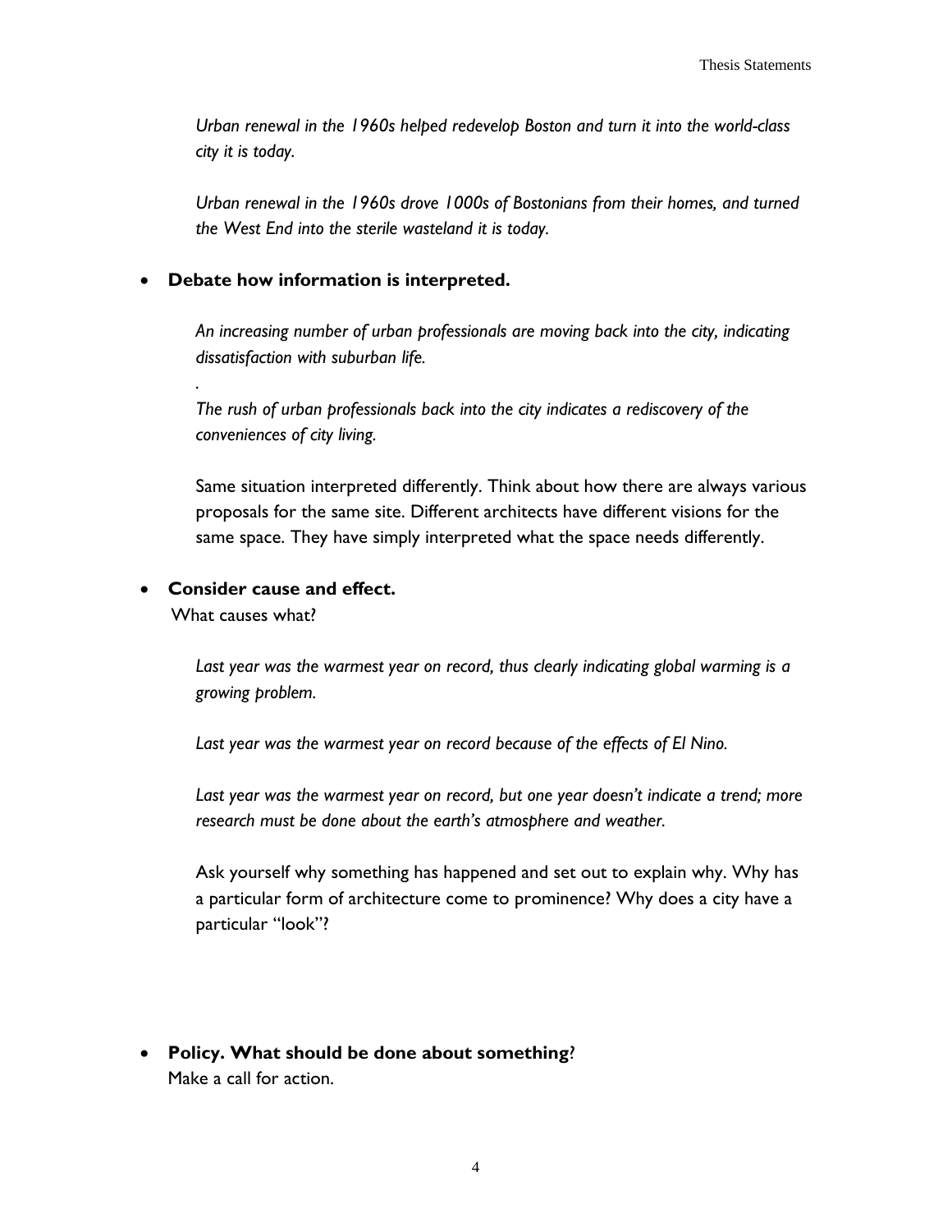*Urban renewal in the 1960s helped redevelop Boston and turn it into the world-class city it is today.*

*Urban renewal in the 1960s drove 1000s of Bostonians from their homes, and turned the West End into the sterile wasteland it is today.*

- **Debate how information is interpreted.**

  *An increasing number of urban professionals are moving back into the city, indicating dissatisfaction with suburban life.*

  .

  *The rush of urban professionals back into the city indicates a rediscovery of the conveniences of city living.*

  Same situation interpreted differently. Think about how there are always various proposals for the same site. Different architects have different visions for the same space. They have simply interpreted what the space needs differently.

- **Consider cause and effect.**
  What causes what?

  *Last year was the warmest year on record, thus clearly indicating global warming is a growing problem.*

  *Last year was the warmest year on record because of the effects of El Nino.*

  *Last year was the warmest year on record, but one year doesn't indicate a trend; more research must be done about the earth's atmosphere and weather.*

  Ask yourself why something has happened and set out to explain why. Why has a particular form of architecture come to prominence? Why does a city have a particular "look"?

- **Policy. What should be done about something?**
  Make a call for action.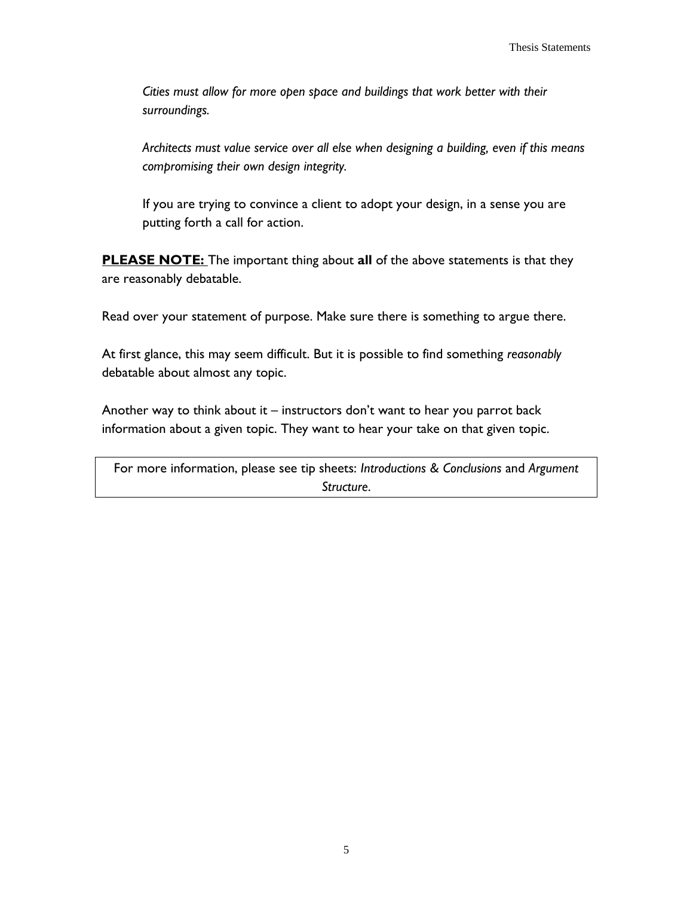*Cities must allow for more open space and buildings that work better with their surroundings.*

*Architects must value service over all else when designing a building, even if this means compromising their own design integrity.*

If you are trying to convince a client to adopt your design, in a sense you are putting forth a call for action.

**PLEASE NOTE:** The important thing about **all** of the above statements is that they are reasonably debatable.

Read over your statement of purpose. Make sure there is something to argue there.

At first glance, this may seem difficult. But it is possible to find something *reasonably* debatable about almost any topic.

Another way to think about it – instructors don't want to hear you parrot back information about a given topic. They want to hear your take on that given topic.

For more information, please see tip sheets: *Introductions & Conclusions* and *Argument Structure*.